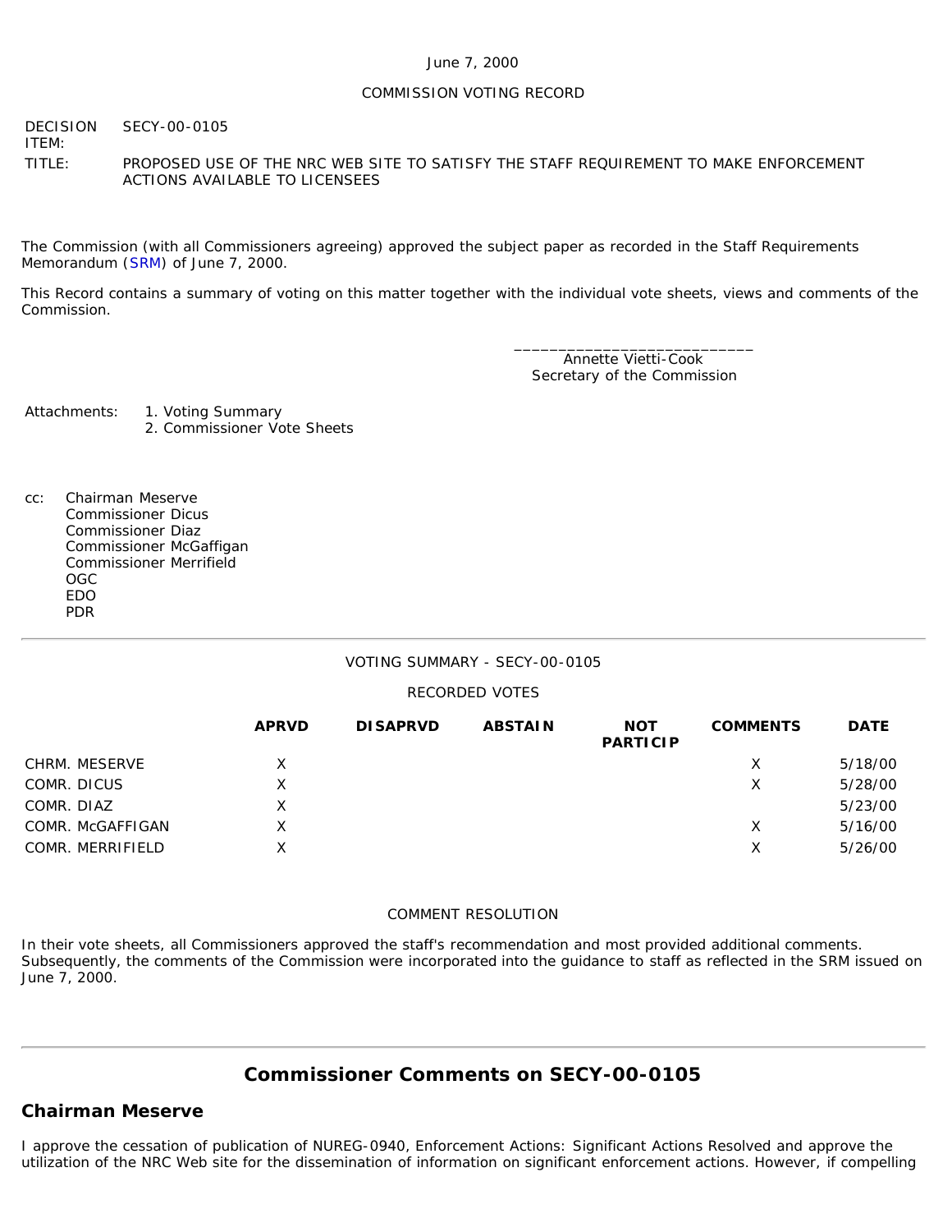June 7, 2000

COMMISSION VOTING RECORD

DECISION ITEM: SECY-00-0105

TITLE: PROPOSED USE OF THE NRC WEB SITE TO SATISFY THE STAFF REQUIREMENT TO MAKE ENFORCEMENT ACTIONS AVAILABLE TO LICENSEES

The Commission (with all Commissioners agreeing) approved the subject paper as recorded in the Staff Requirements Memorandum (SRM) of June 7, 2000.

This Record contains a summary of voting on this matter together with the individual vote sheets, views and comments of the Commission.

\_\_\_\_\_\_\_\_\_\_\_\_\_\_\_\_\_\_\_\_\_\_\_\_\_\_\_\_
Annette Vietti-Cook
Secretary of the Commission

Attachments:
1. Voting Summary
2. Commissioner Vote Sheets

cc:
Chairman Meserve
Commissioner Dicus
Commissioner Diaz
Commissioner McGaffigan
Commissioner Merrifield
OGC
EDO
PDR

---

VOTING SUMMARY - SECY-00-0105

RECORDED VOTES

| | APRVD | DISAPRVD | ABSTAIN | NOT PARTICIP | COMMENTS | DATE |
|---|---|---|---|---|---|---|
| CHRM. MESERVE | X | | | | X | 5/18/00 |
| COMR. DICUS | X | | | | X | 5/28/00 |
| COMR. DIAZ | X | | | | | 5/23/00 |
| COMR. McGAFFIGAN | X | | | | X | 5/16/00 |
| COMR. MERRIFIELD | X | | | | X | 5/26/00 |

COMMENT RESOLUTION

In their vote sheets, all Commissioners approved the staff's recommendation and most provided additional comments. Subsequently, the comments of the Commission were incorporated into the guidance to staff as reflected in the SRM issued on June 7, 2000.

---

## Commissioner Comments on SECY-00-0105

## Chairman Meserve

I approve the cessation of publication of NUREG-0940, Enforcement Actions: Significant Actions Resolved and approve the utilization of the NRC Web site for the dissemination of information on significant enforcement actions. However, if compelling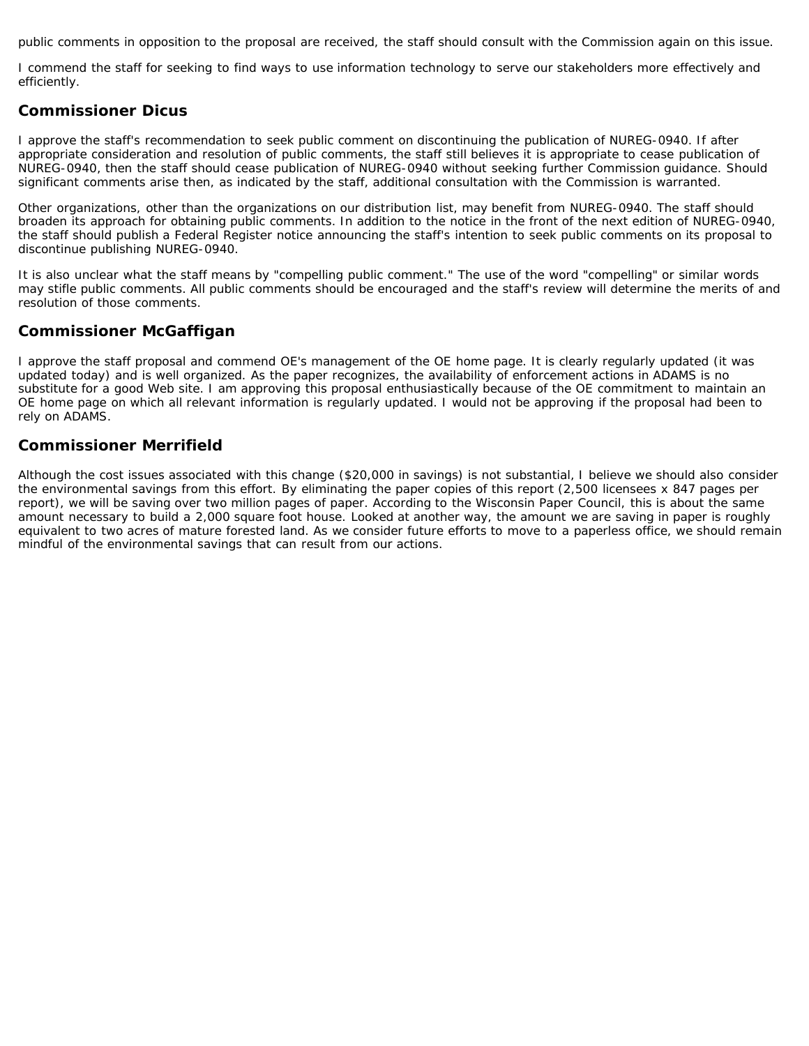public comments in opposition to the proposal are received, the staff should consult with the Commission again on this issue.

I commend the staff for seeking to find ways to use information technology to serve our stakeholders more effectively and efficiently.

## Commissioner Dicus

I approve the staff's recommendation to seek public comment on discontinuing the publication of NUREG-0940. If after appropriate consideration and resolution of public comments, the staff still believes it is appropriate to cease publication of NUREG-0940, then the staff should cease publication of NUREG-0940 without seeking further Commission guidance. Should significant comments arise then, as indicated by the staff, additional consultation with the Commission is warranted.

Other organizations, other than the organizations on our distribution list, may benefit from NUREG-0940. The staff should broaden its approach for obtaining public comments. In addition to the notice in the front of the next edition of NUREG-0940, the staff should publish a Federal Register notice announcing the staff's intention to seek public comments on its proposal to discontinue publishing NUREG-0940.

It is also unclear what the staff means by "compelling public comment." The use of the word "compelling" or similar words may stifle public comments. All public comments should be encouraged and the staff's review will determine the merits of and resolution of those comments.

## Commissioner McGaffigan

I approve the staff proposal and commend OE's management of the OE home page. It is clearly regularly updated (it was updated today) and is well organized. As the paper recognizes, the availability of enforcement actions in ADAMS is no substitute for a good Web site. I am approving this proposal enthusiastically because of the OE commitment to maintain an OE home page on which all relevant information is regularly updated. I would not be approving if the proposal had been to rely on ADAMS.

## Commissioner Merrifield

Although the cost issues associated with this change ($20,000 in savings) is not substantial, I believe we should also consider the environmental savings from this effort. By eliminating the paper copies of this report (2,500 licensees x 847 pages per report), we will be saving over two million pages of paper. According to the Wisconsin Paper Council, this is about the same amount necessary to build a 2,000 square foot house. Looked at another way, the amount we are saving in paper is roughly equivalent to two acres of mature forested land. As we consider future efforts to move to a paperless office, we should remain mindful of the environmental savings that can result from our actions.